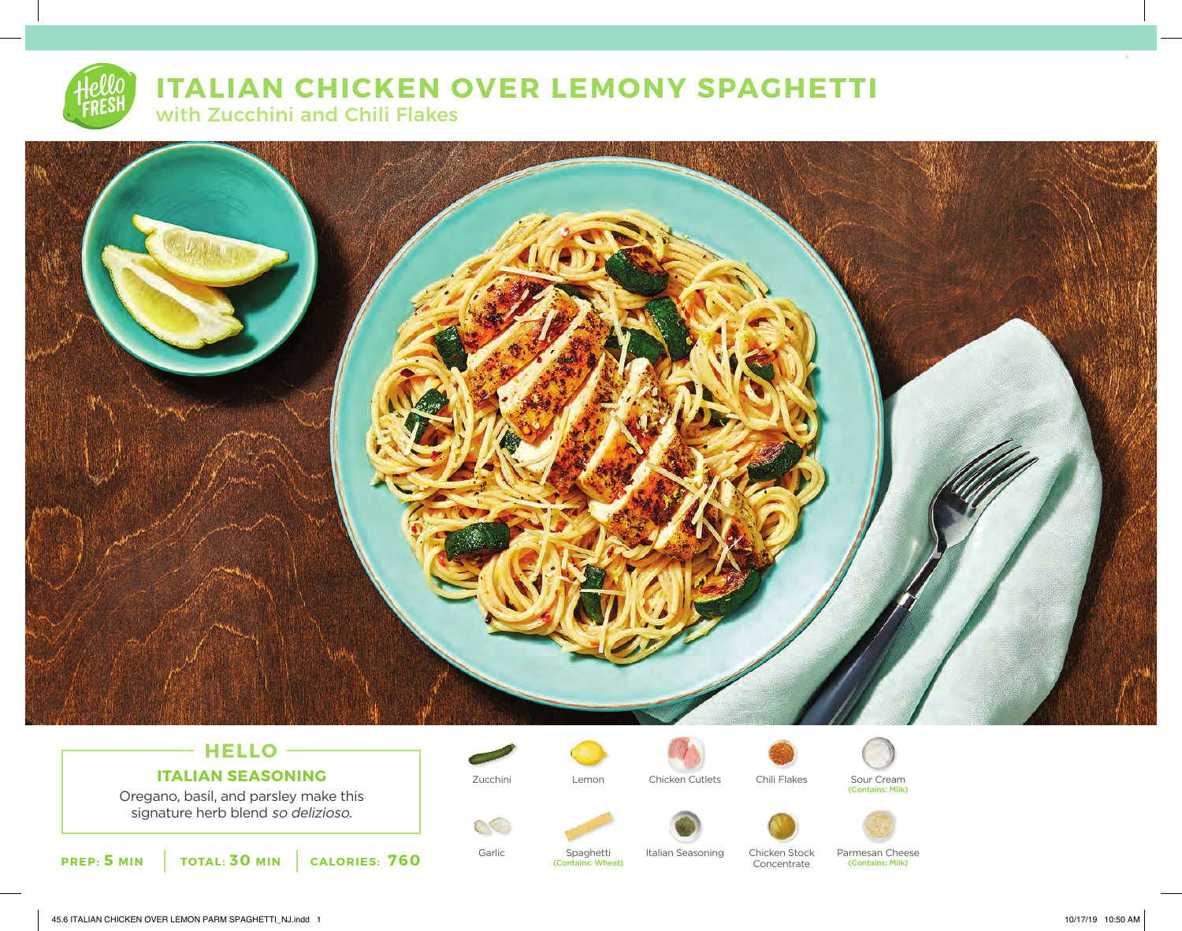# ITALIAN CHICKEN OVER LEMONY SPAGHETTI

## with Zucchini and Chili Flakes

### HELLO

**ITALIAN SEASONING**

Oregano, basil, and parsley make this signature herb blend *so delizioso*.

**PREP: 5 MIN** | **TOTAL: 30 MIN** | **CALORIES: 760**

- Zucchini
- Lemon
- Chicken Cutlets
- Chili Flakes
- Sour Cream (Contains: Milk)
- Garlic
- Spaghetti (Contains: Wheat)
- Italian Seasoning
- Chicken Stock Concentrate
- Parmesan Cheese (Contains: Milk)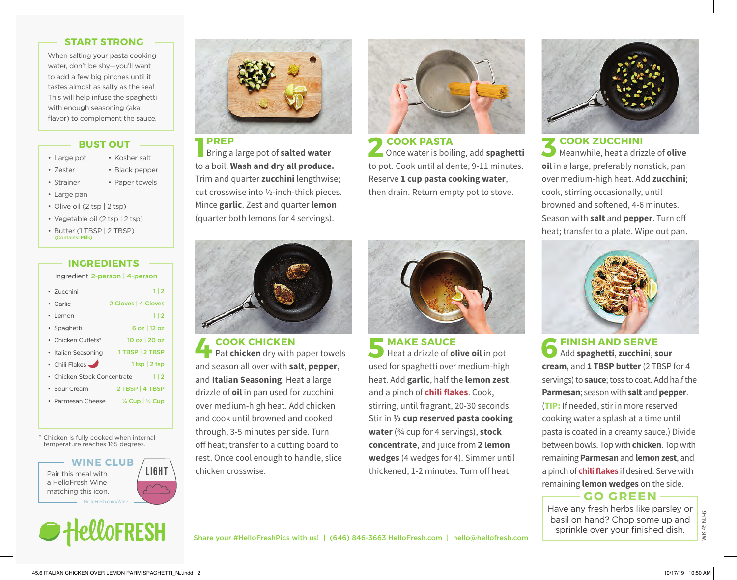## START STRONG

When salting your pasta cooking water, don't be shy—you'll want to add a few big pinches until it tastes almost as salty as the sea! This will help infuse the spaghetti with enough seasoning (aka flavor) to complement the sauce.

## BUST OUT

- Large pot
- Zester
- Strainer
- Large pan
- Olive oil (2 tsp | 2 tsp)
- Vegetable oil (2 tsp | 2 tsp)
- Butter (1 TBSP | 2 TBSP) (Contains: Milk)
- Kosher salt
- Black pepper
- Paper towels

## INGREDIENTS

| Ingredient | 2-person \| 4-person |
|---|---|
| Zucchini | 1 \| 2 |
| Garlic | 2 Cloves \| 4 Cloves |
| Lemon | 1 \| 2 |
| Spaghetti | 6 oz \| 12 oz |
| Chicken Cutlets* | 10 oz \| 20 oz |
| Italian Seasoning | 1 TBSP \| 2 TBSP |
| Chili Flakes | 1 tsp \| 2 tsp |
| Chicken Stock Concentrate | 1 \| 2 |
| Sour Cream | 2 TBSP \| 4 TBSP |
| Parmesan Cheese | ¼ Cup \| ½ Cup |

* Chicken is fully cooked when internal temperature reaches 165 degrees.

## WINE CLUB

Pair this meal with a HelloFresh Wine matching this icon.

LIGHT

HelloFresh.com/Wine

HelloFRESH

### 1 PREP

Bring a large pot of **salted water** to a boil. **Wash and dry all produce.** Trim and quarter **zucchini** lengthwise; cut crosswise into ½-inch-thick pieces. Mince **garlic**. Zest and quarter **lemon** (quarter both lemons for 4 servings).

### 2 COOK PASTA

Once water is boiling, add **spaghetti** to pot. Cook until al dente, 9-11 minutes. Reserve **1 cup pasta cooking water**, then drain. Return empty pot to stove.

### 3 COOK ZUCCHINI

Meanwhile, heat a drizzle of **olive oil** in a large, preferably nonstick, pan over medium-high heat. Add **zucchini**; cook, stirring occasionally, until browned and softened, 4-6 minutes. Season with **salt** and **pepper**. Turn off heat; transfer to a plate. Wipe out pan.

### 4 COOK CHICKEN

Pat **chicken** dry with paper towels and season all over with **salt**, **pepper**, and **Italian Seasoning**. Heat a large drizzle of **oil** in pan used for zucchini over medium-high heat. Add chicken and cook until browned and cooked through, 3-5 minutes per side. Turn off heat; transfer to a cutting board to rest. Once cool enough to handle, slice chicken crosswise.

### 5 MAKE SAUCE

Heat a drizzle of **olive oil** in pot used for spaghetti over medium-high heat. Add **garlic**, half the **lemon zest**, and a pinch of **chili flakes**. Cook, stirring, until fragrant, 20-30 seconds. Stir in **½ cup reserved pasta cooking water** (¾ cup for 4 servings), **stock concentrate**, and juice from **2 lemon wedges** (4 wedges for 4). Simmer until thickened, 1-2 minutes. Turn off heat.

### 6 FINISH AND SERVE

Add **spaghetti**, **zucchini**, **sour cream**, and **1 TBSP butter** (2 TBSP for 4 servings) to **sauce**; toss to coat. Add half the **Parmesan**; season with **salt** and **pepper**. (**TIP:** If needed, stir in more reserved cooking water a splash at a time until pasta is coated in a creamy sauce.) Divide between bowls. Top with **chicken**. Top with remaining **Parmesan** and **lemon zest**, and a pinch of **chili flakes** if desired. Serve with remaining **lemon wedges** on the side.

## GO GREEN

Have any fresh herbs like parsley or basil on hand? Chop some up and sprinkle over your finished dish.

Share your #HelloFreshPics with us! | (646) 846-3663 HelloFresh.com | hello@hellofresh.com

WK 45 NJ-6